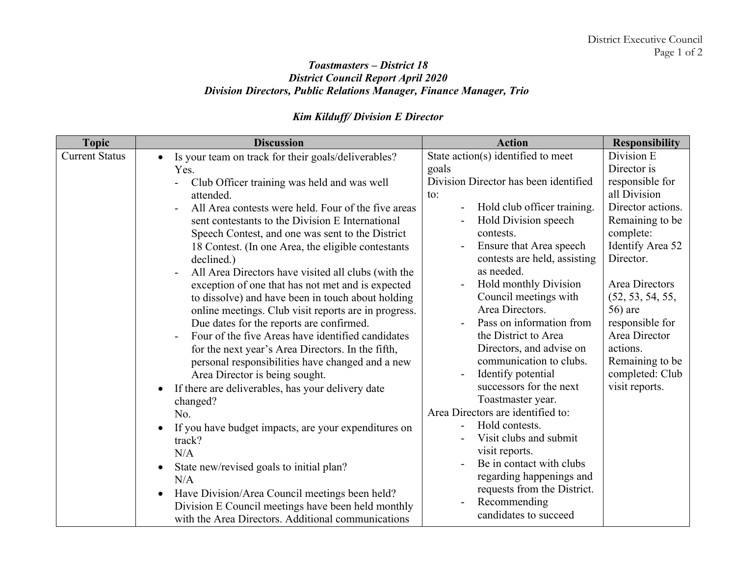***Toastmasters – District 18***
***District Council Report April 2020***
***Division Directors, Public Relations Manager, Finance Manager, Trio***

***Kim Kilduff/ Division E Director***

| Topic | Discussion | Action | Responsibility |
|---|---|---|---|
| Current Status | • Is your team on track for their goals/deliverables? Yes.<br>- Club Officer training was held and was well attended.<br>- All Area contests were held. Four of the five areas sent contestants to the Division E International Speech Contest, and one was sent to the District 18 Contest. (In one Area, the eligible contestants declined.)<br>- All Area Directors have visited all clubs (with the exception of one that has not met and is expected to dissolve) and have been in touch about holding online meetings. Club visit reports are in progress. Due dates for the reports are confirmed.<br>- Four of the five Areas have identified candidates for the next year's Area Directors. In the fifth, personal responsibilities have changed and a new Area Director is being sought.<br>• If there are deliverables, has your delivery date changed?<br>No.<br>• If you have budget impacts, are your expenditures on track?<br>N/A<br>• State new/revised goals to initial plan?<br>N/A<br>• Have Division/Area Council meetings been held? Division E Council meetings have been held monthly with the Area Directors. Additional communications | State action(s) identified to meet goals<br>Division Director has been identified to:<br>- Hold club officer training.<br>- Hold Division speech contests.<br>- Ensure that Area speech contests are held, assisting as needed.<br>- Hold monthly Division Council meetings with Area Directors.<br>- Pass on information from the District to Area Directors, and advise on communication to clubs.<br>- Identify potential successors for the next Toastmaster year.<br>Area Directors are identified to:<br>- Hold contests.<br>- Visit clubs and submit visit reports.<br>- Be in contact with clubs regarding happenings and requests from the District.<br>- Recommending candidates to succeed | Division E Director is responsible for all Division Director actions. Remaining to be complete: Identify Area 52 Director.<br><br>Area Directors (52, 53, 54, 55, 56) are responsible for Area Director actions. Remaining to be completed: Club visit reports. |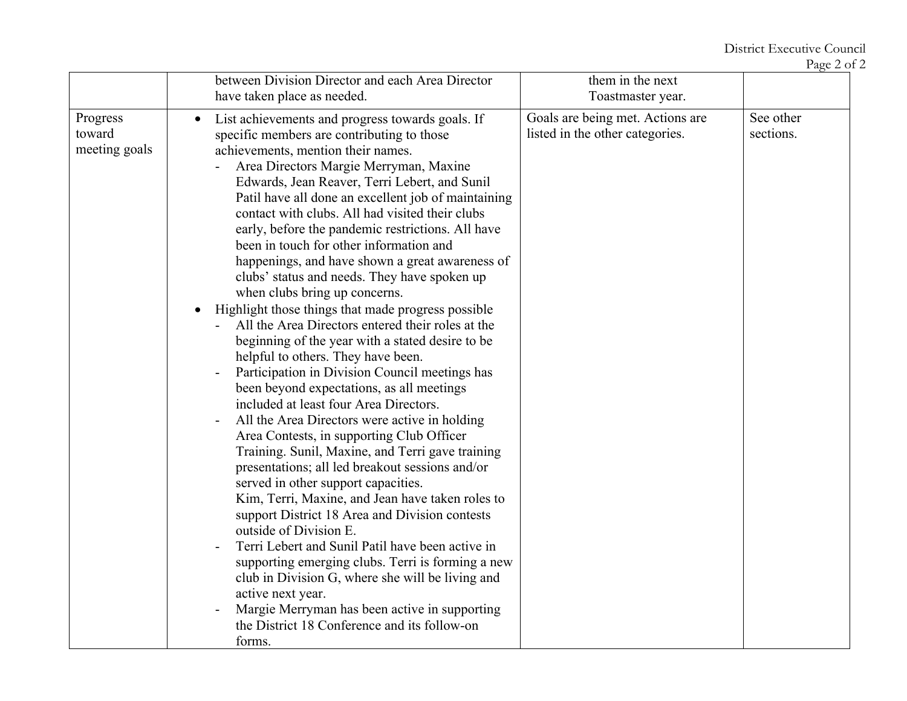| | | | |
|---|---|---|---|
| | between Division Director and each Area Director have taken place as needed. | them in the next Toastmaster year. | |
| Progress toward meeting goals | • List achievements and progress towards goals. If specific members are contributing to those achievements, mention their names.<br>- Area Directors Margie Merryman, Maxine Edwards, Jean Reaver, Terri Lebert, and Sunil Patil have all done an excellent job of maintaining contact with clubs. All had visited their clubs early, before the pandemic restrictions. All have been in touch for other information and happenings, and have shown a great awareness of clubs' status and needs. They have spoken up when clubs bring up concerns.<br>• Highlight those things that made progress possible<br>- All the Area Directors entered their roles at the beginning of the year with a stated desire to be helpful to others. They have been.<br>- Participation in Division Council meetings has been beyond expectations, as all meetings included at least four Area Directors.<br>- All the Area Directors were active in holding Area Contests, in supporting Club Officer Training. Sunil, Maxine, and Terri gave training presentations; all led breakout sessions and/or served in other support capacities.<br>Kim, Terri, Maxine, and Jean have taken roles to support District 18 Area and Division contests outside of Division E.<br>- Terri Lebert and Sunil Patil have been active in supporting emerging clubs. Terri is forming a new club in Division G, where she will be living and active next year.<br>- Margie Merryman has been active in supporting the District 18 Conference and its follow-on forms. | Goals are being met. Actions are listed in the other categories. | See other sections. |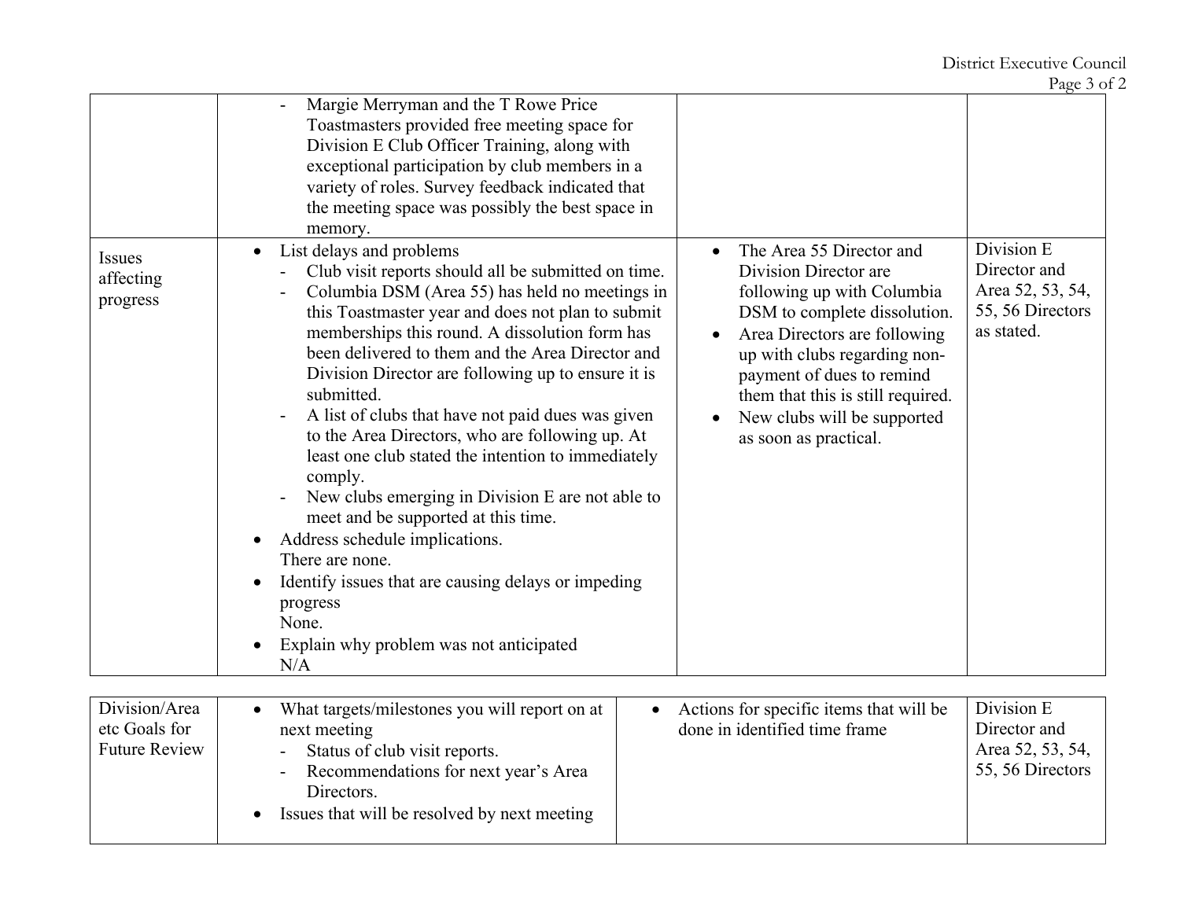| | | | |
|---|---|---|---|
| | - Margie Merryman and the T Rowe Price Toastmasters provided free meeting space for Division E Club Officer Training, along with exceptional participation by club members in a variety of roles. Survey feedback indicated that the meeting space was possibly the best space in memory. | | |
| Issues affecting progress | • List delays and problems<br>- Club visit reports should all be submitted on time.<br>- Columbia DSM (Area 55) has held no meetings in this Toastmaster year and does not plan to submit memberships this round. A dissolution form has been delivered to them and the Area Director and Division Director are following up to ensure it is submitted.<br>- A list of clubs that have not paid dues was given to the Area Directors, who are following up. At least one club stated the intention to immediately comply.<br>- New clubs emerging in Division E are not able to meet and be supported at this time.<br>• Address schedule implications.<br>There are none.<br>• Identify issues that are causing delays or impeding progress<br>None.<br>• Explain why problem was not anticipated<br>N/A | • The Area 55 Director and Division Director are following up with Columbia DSM to complete dissolution.<br>• Area Directors are following up with clubs regarding non-payment of dues to remind them that this is still required.<br>• New clubs will be supported as soon as practical. | Division E Director and Area 52, 53, 54, 55, 56 Directors as stated. |

| | | | |
|---|---|---|---|
| Division/Area etc Goals for Future Review | • What targets/milestones you will report on at next meeting<br>- Status of club visit reports.<br>- Recommendations for next year's Area Directors.<br>• Issues that will be resolved by next meeting | • Actions for specific items that will be done in identified time frame | Division E Director and Area 52, 53, 54, 55, 56 Directors |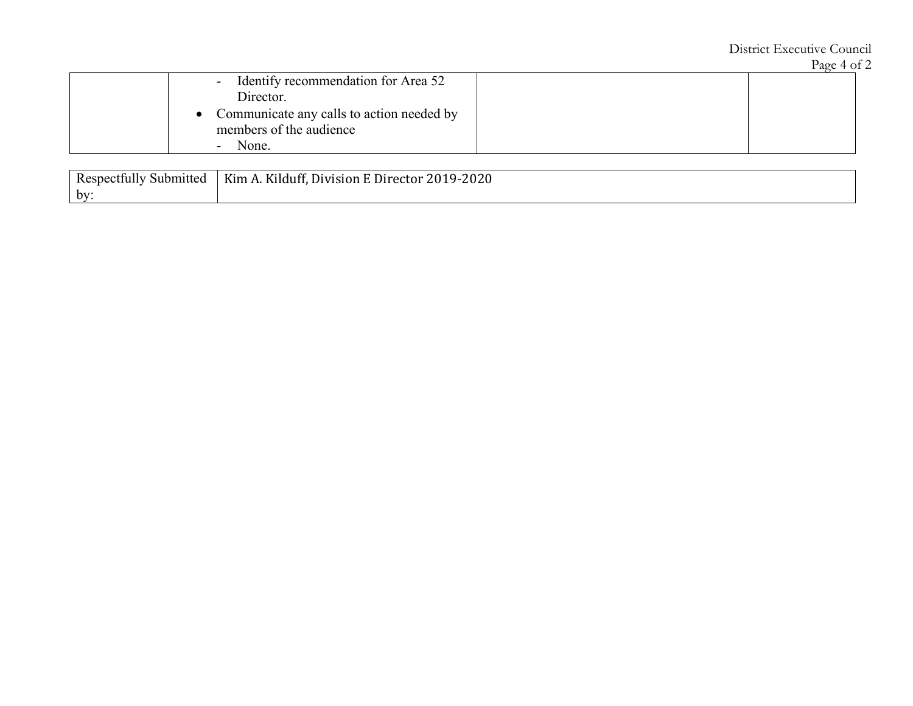| | | | |
|---|---|---|---|
| | - Identify recommendation for Area 52 Director.<br>• Communicate any calls to action needed by members of the audience<br>- None. | | |

| | |
|---|---|
| Respectfully Submitted by: | Kim A. Kilduff, Division E Director 2019-2020 |